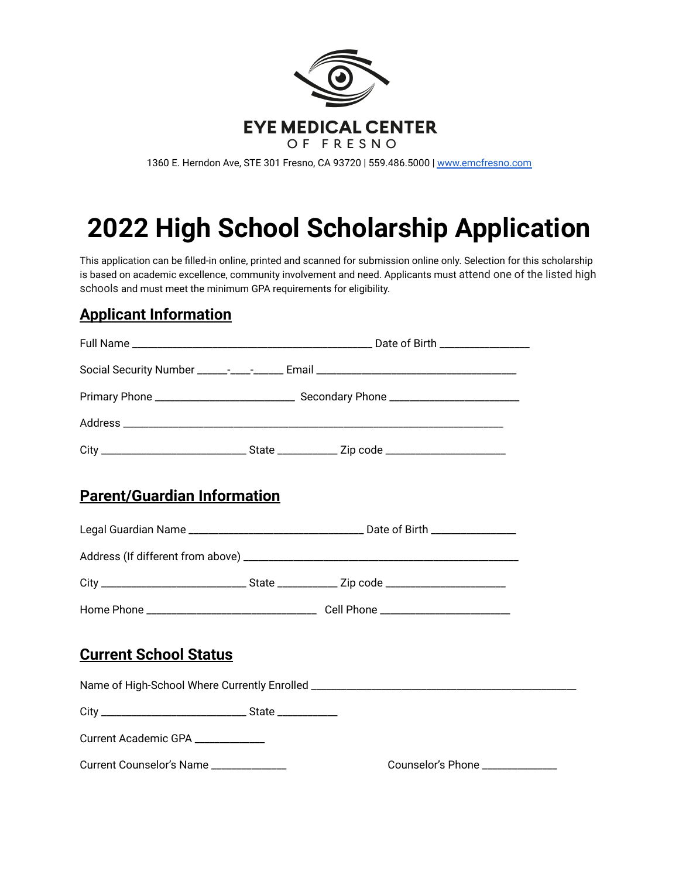**EYE MEDICAL CENTER**
OF FRESNO

1360 E. Herndon Ave, STE 301 Fresno, CA 93720 | 559.486.5000 | www.emcfresno.com

# 2022 High School Scholarship Application

This application can be filled-in online, printed and scanned for submission online only. Selection for this scholarship is based on academic excellence, community involvement and need. Applicants must attend one of the listed high schools and must meet the minimum GPA requirements for eligibility.

## Applicant Information

Full Name ______________________________________________ Date of Birth _________________

Social Security Number ______-____-______ Email ______________________________________

Primary Phone ___________________________ Secondary Phone _________________________

Address _________________________________________________________________________

City ____________________________ State ___________ Zip code _______________________

## Parent/Guardian Information

Legal Guardian Name __________________________________ Date of Birth ________________

Address (If different from above) ____________________________________________________

City ____________________________ State ___________ Zip code _______________________

Home Phone _________________________________ Cell Phone _________________________

## Current School Status

Name of High-School Where Currently Enrolled ___________________________________________________

City ____________________________ State ___________

Current Academic GPA _____________

Current Counselor's Name ______________ Counselor's Phone ______________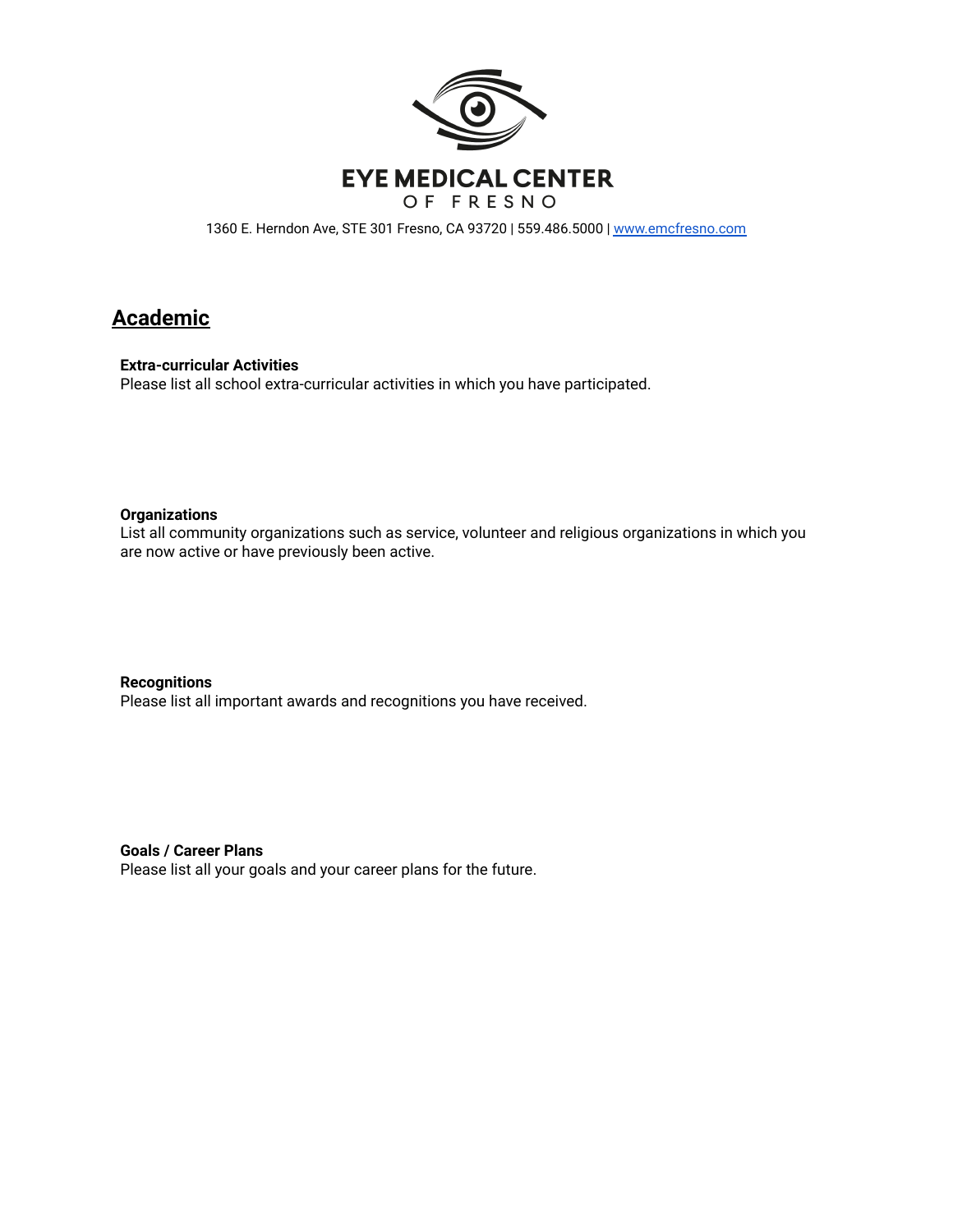EYE MEDICAL CENTER
OF FRESNO

1360 E. Herndon Ave, STE 301 Fresno, CA 93720 | 559.486.5000 | www.emcfresno.com

## Academic

**Extra-curricular Activities**
Please list all school extra-curricular activities in which you have participated.

**Organizations**
List all community organizations such as service, volunteer and religious organizations in which you are now active or have previously been active.

**Recognitions**
Please list all important awards and recognitions you have received.

**Goals / Career Plans**
Please list all your goals and your career plans for the future.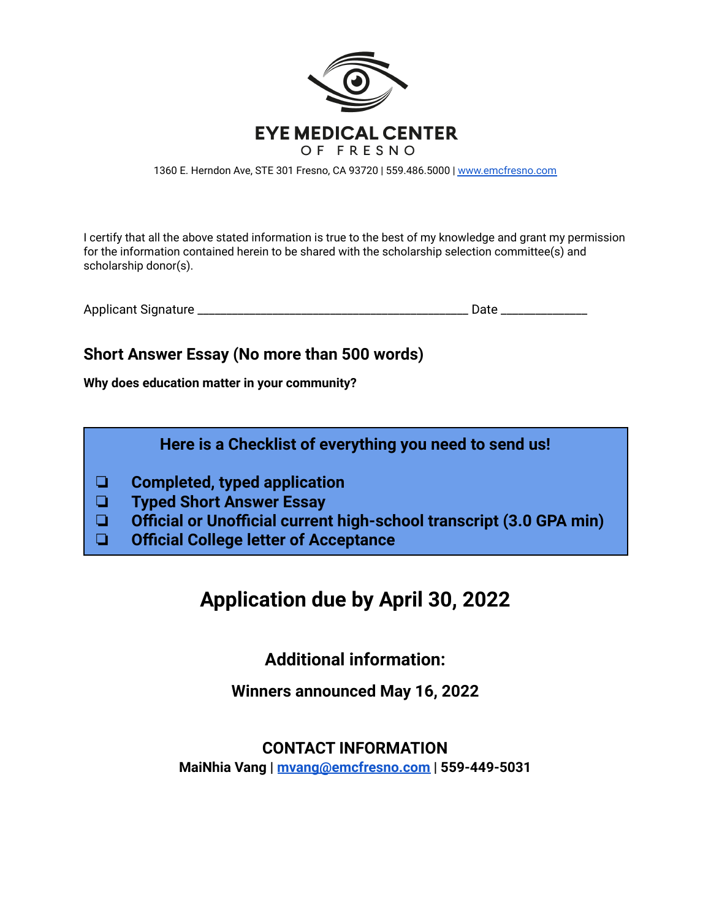# EYE MEDICAL CENTER
OF FRESNO

1360 E. Herndon Ave, STE 301 Fresno, CA 93720 | 559.486.5000 | www.emcfresno.com

I certify that all the above stated information is true to the best of my knowledge and grant my permission for the information contained herein to be shared with the scholarship selection committee(s) and scholarship donor(s).

Applicant Signature ___________________________________________ Date _____________

## Short Answer Essay (No more than 500 words)

**Why does education matter in your community?**

**Here is a Checklist of everything you need to send us!**

- ❏ **Completed, typed application**
- ❏ **Typed Short Answer Essay**
- ❏ **Official or Unofficial current high-school transcript (3.0 GPA min)**
- ❏ **Official College letter of Acceptance**

# Application due by April 30, 2022

## Additional information:

**Winners announced May 16, 2022**

## CONTACT INFORMATION

**MaiNhia Vang | mvang@emcfresno.com | 559-449-5031**